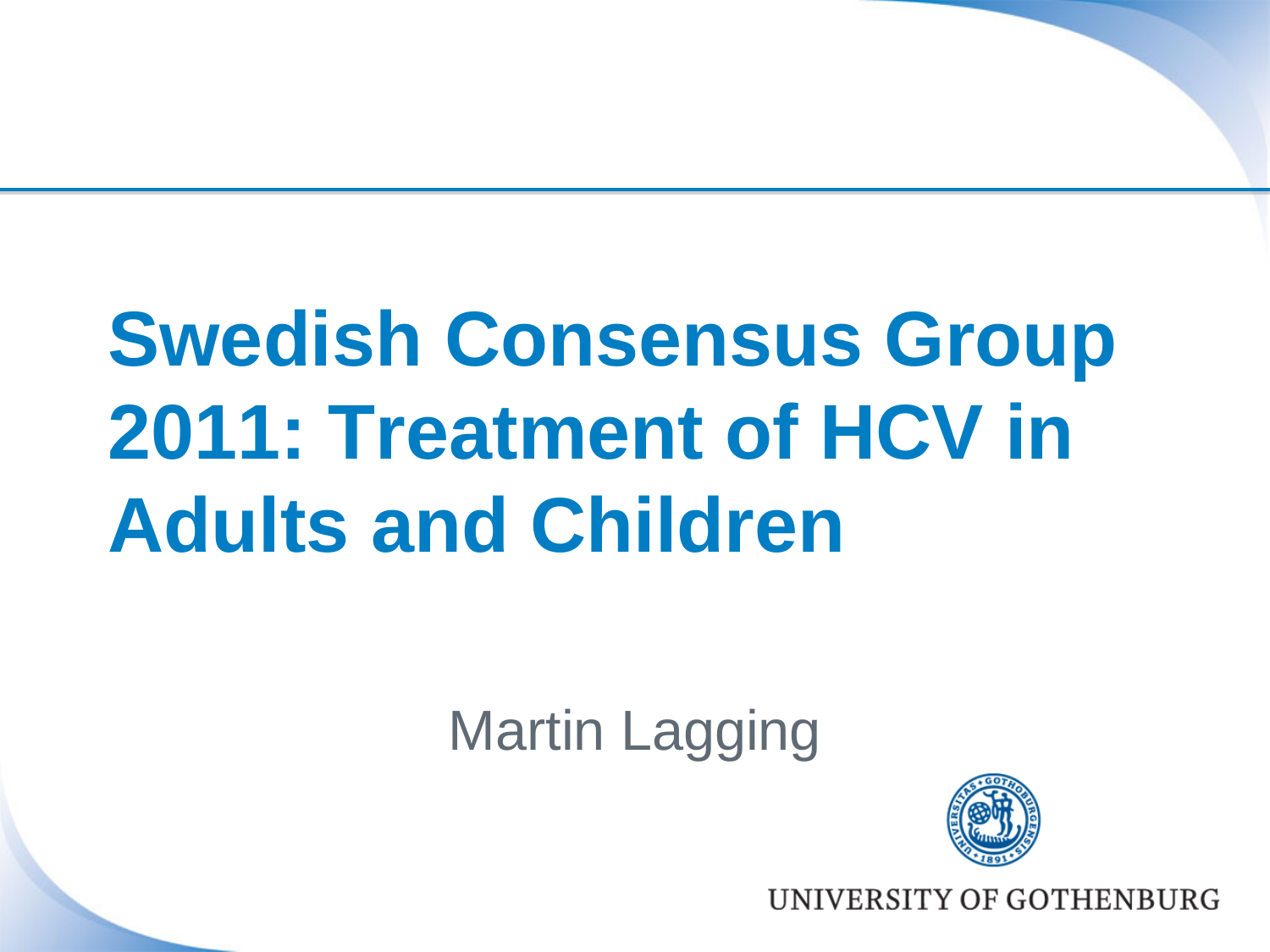# Swedish Consensus Group 2011: Treatment of HCV in Adults and Children

Martin Lagging

UNIVERSITY OF GOTHENBURG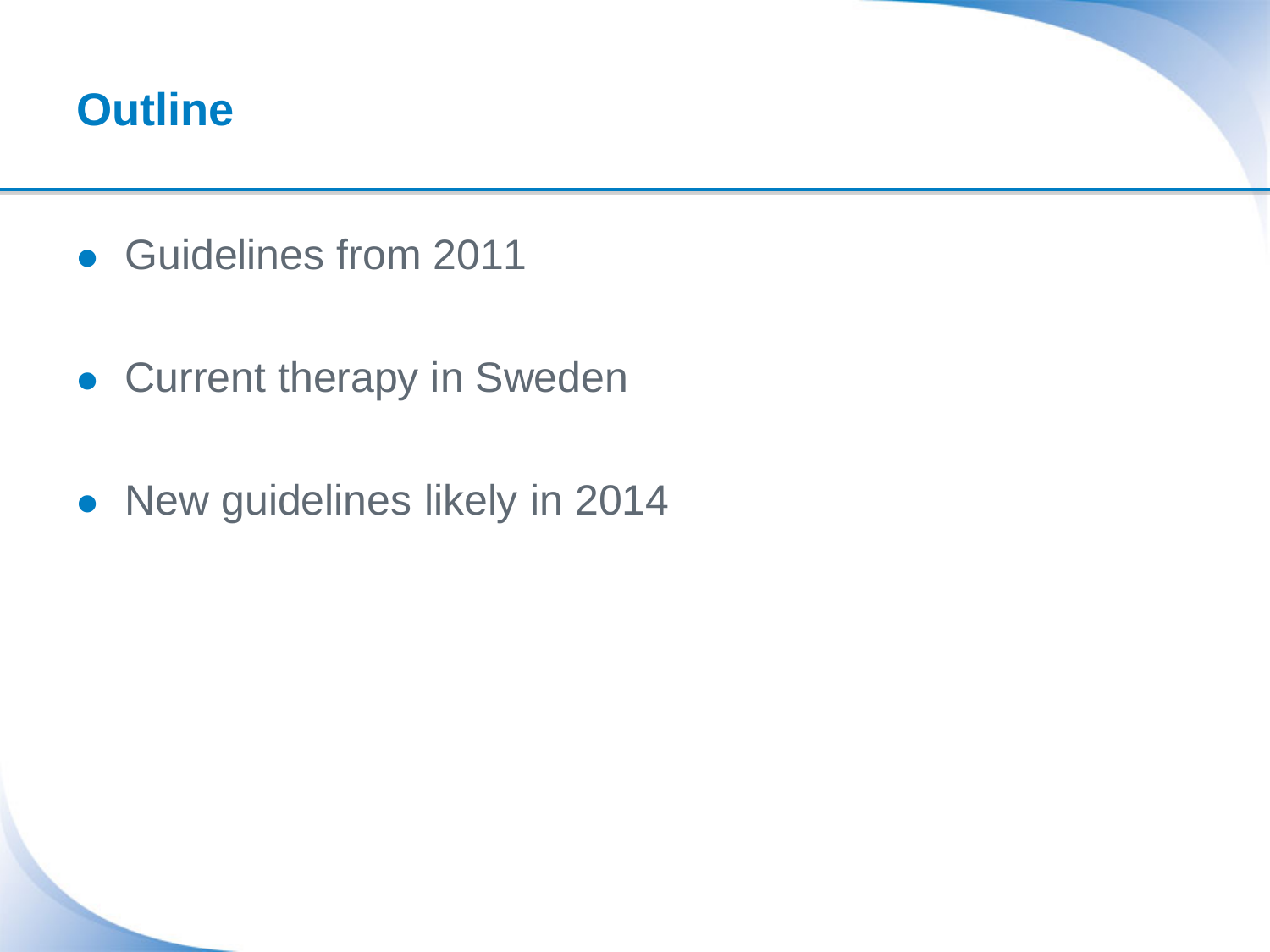# Outline

- Guidelines from 2011
- Current therapy in Sweden
- New guidelines likely in 2014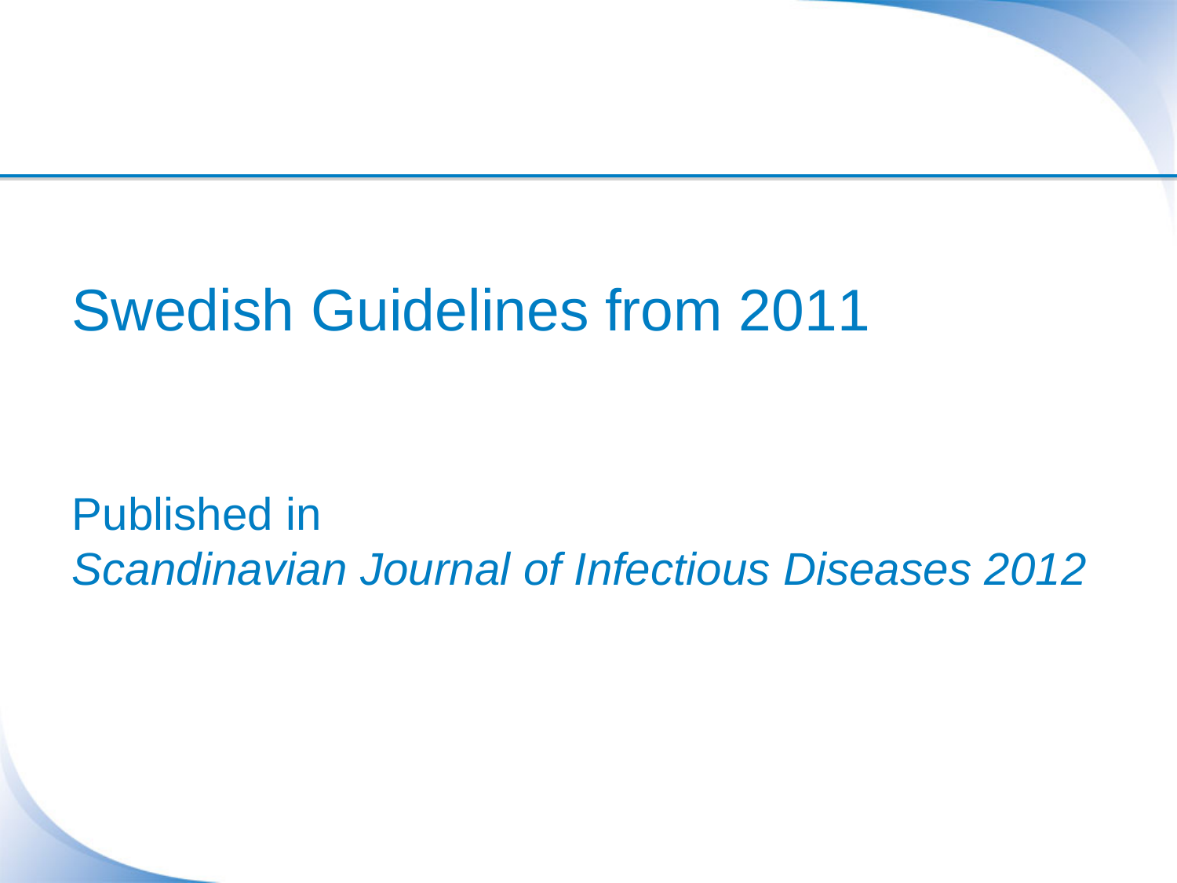# Swedish Guidelines from 2011

Published in
*Scandinavian Journal of Infectious Diseases 2012*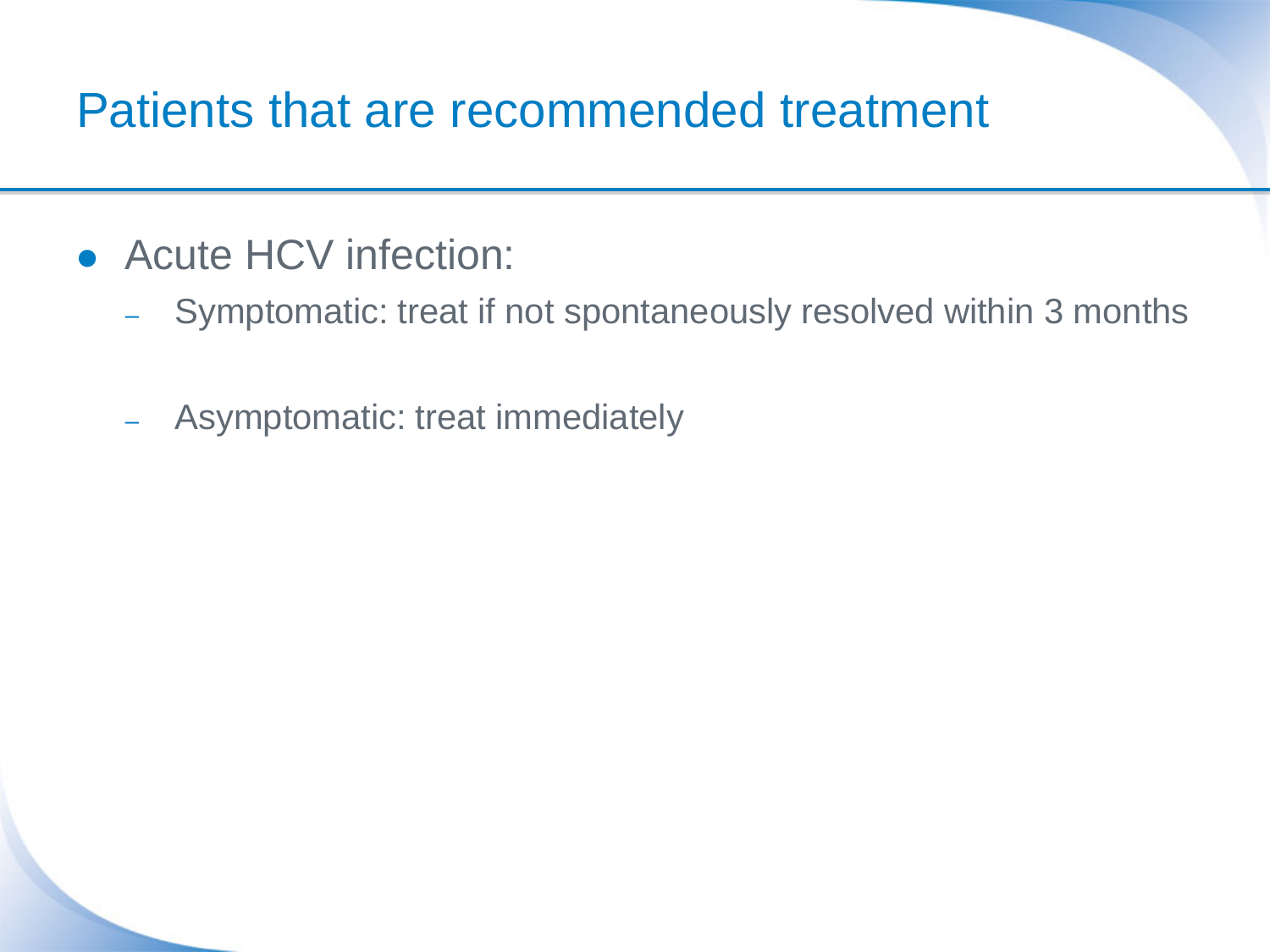# Patients that are recommended treatment

- Acute HCV infection:
  - Symptomatic: treat if not spontaneously resolved within 3 months
  - Asymptomatic: treat immediately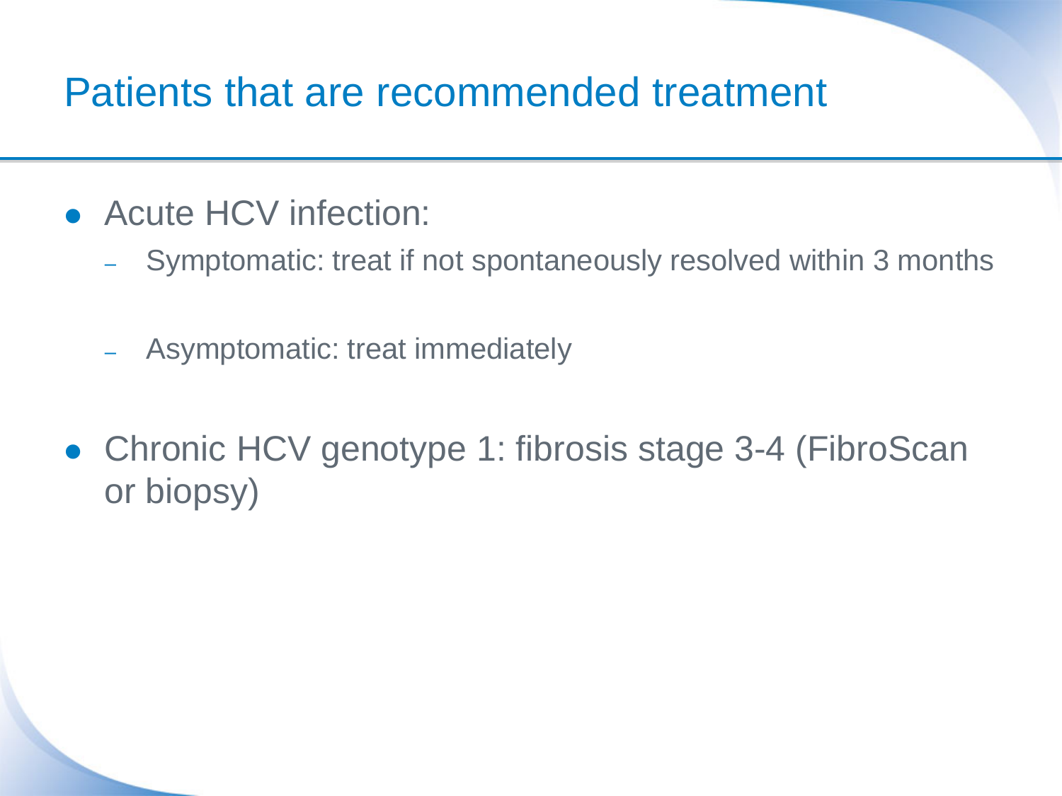# Patients that are recommended treatment

- Acute HCV infection:
  - Symptomatic: treat if not spontaneously resolved within 3 months
  - Asymptomatic: treat immediately
- Chronic HCV genotype 1: fibrosis stage 3-4 (FibroScan or biopsy)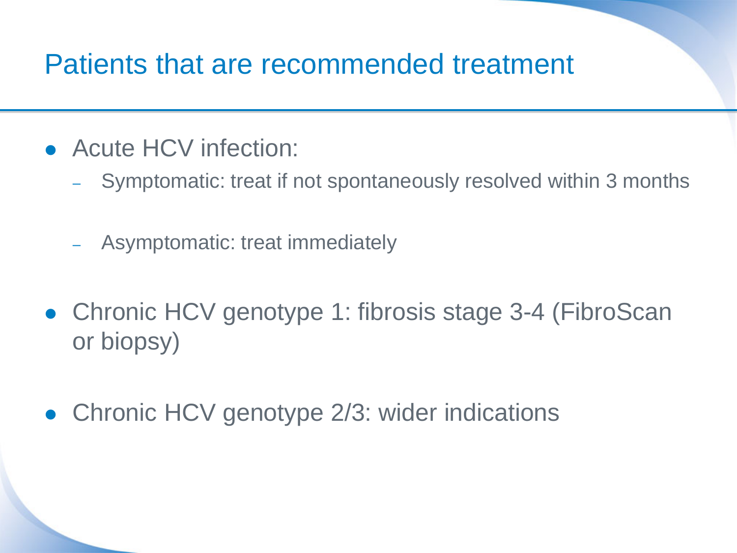# Patients that are recommended treatment

- Acute HCV infection:
  - Symptomatic: treat if not spontaneously resolved within 3 months
  - Asymptomatic: treat immediately
- Chronic HCV genotype 1: fibrosis stage 3-4 (FibroScan or biopsy)
- Chronic HCV genotype 2/3: wider indications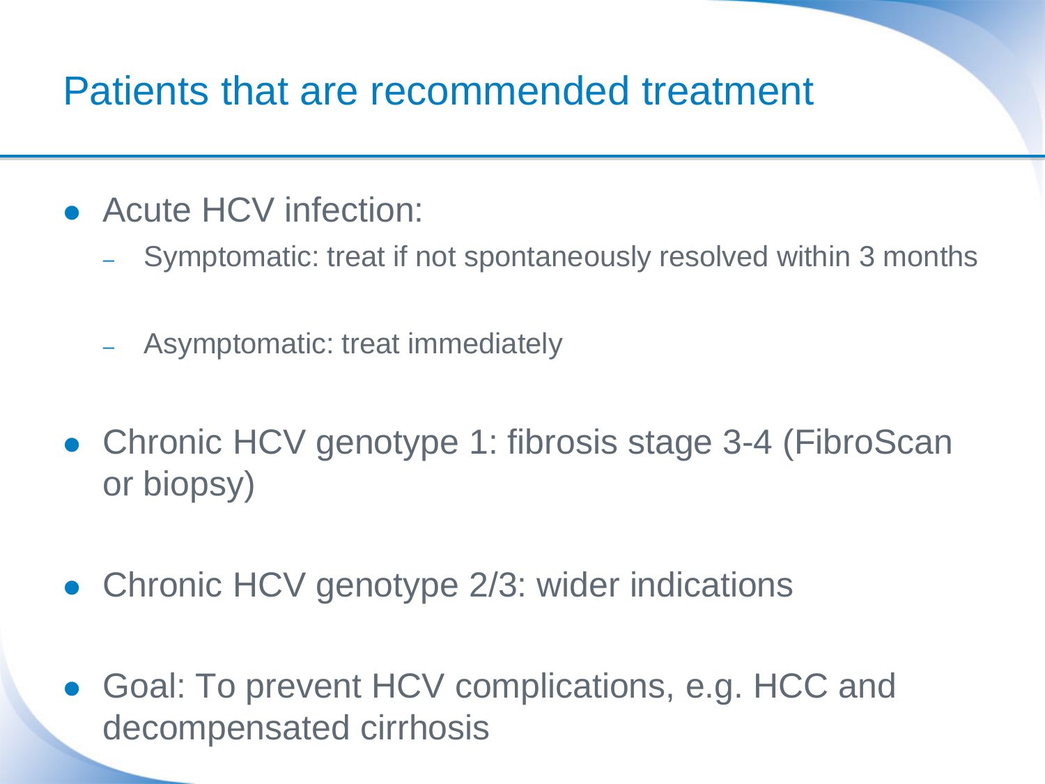## Patients that are recommended treatment

- Acute HCV infection:
  - Symptomatic: treat if not spontaneously resolved within 3 months
  - Asymptomatic: treat immediately
- Chronic HCV genotype 1: fibrosis stage 3-4 (FibroScan or biopsy)
- Chronic HCV genotype 2/3: wider indications
- Goal: To prevent HCV complications, e.g. HCC and decompensated cirrhosis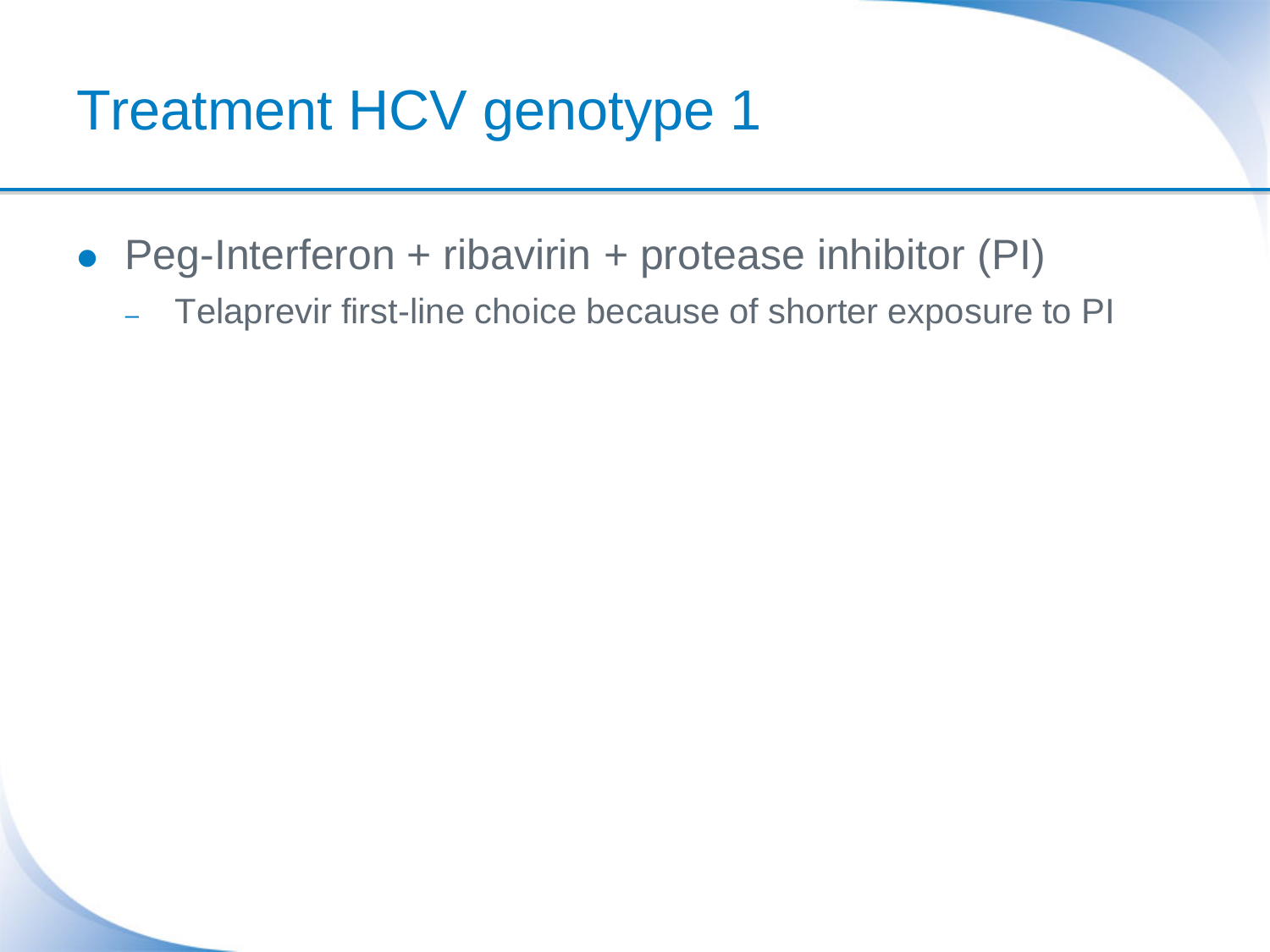# Treatment HCV genotype 1

- Peg-Interferon + ribavirin + protease inhibitor (PI)
  - Telaprevir first-line choice because of shorter exposure to PI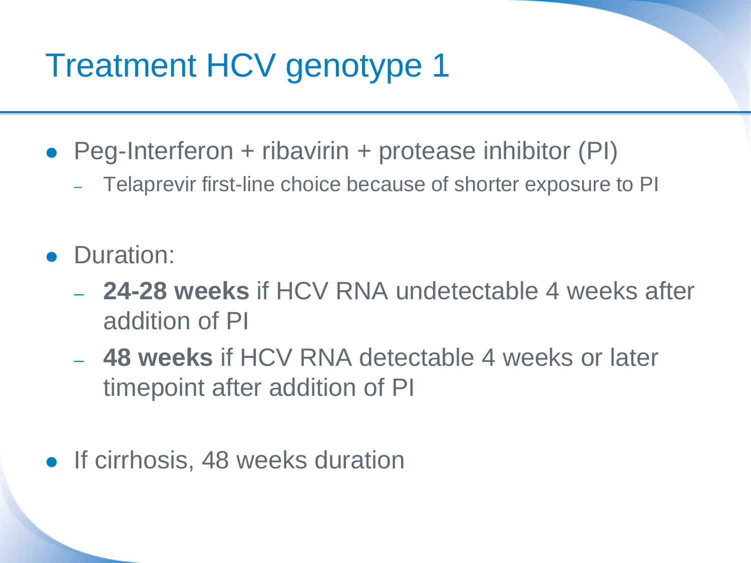# Treatment HCV genotype 1

- Peg-Interferon + ribavirin + protease inhibitor (PI)
  - Telaprevir first-line choice because of shorter exposure to PI
- Duration:
  - **24-28 weeks** if HCV RNA undetectable 4 weeks after addition of PI
  - **48 weeks** if HCV RNA detectable 4 weeks or later timepoint after addition of PI
- If cirrhosis, 48 weeks duration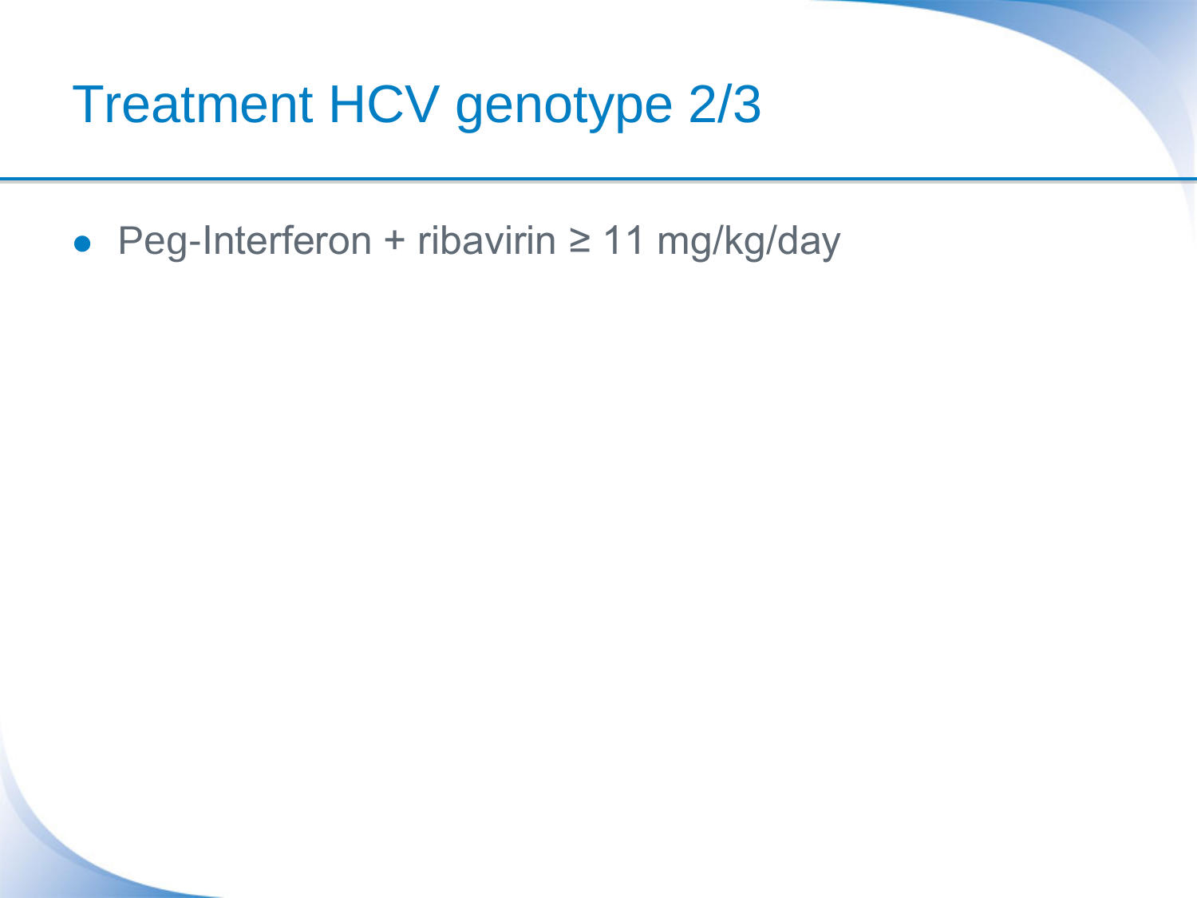# Treatment HCV genotype 2/3

- Peg-Interferon + ribavirin ≥ 11 mg/kg/day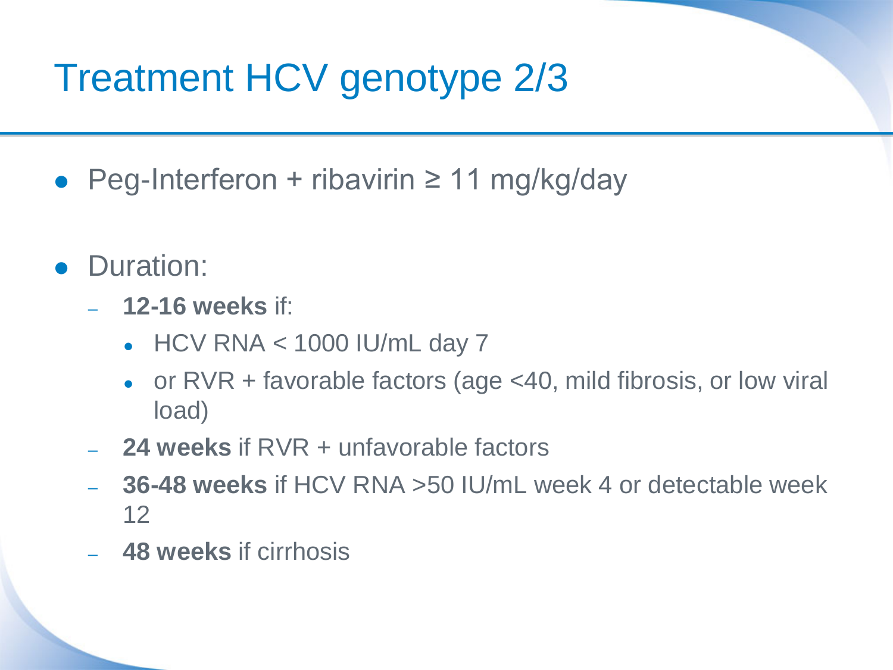# Treatment HCV genotype 2/3

- Peg-Interferon + ribavirin ≥ 11 mg/kg/day

- Duration:
  - **12-16 weeks** if:
    - HCV RNA < 1000 IU/mL day 7
    - or RVR + favorable factors (age <40, mild fibrosis, or low viral load)
  - **24 weeks** if RVR + unfavorable factors
  - **36-48 weeks** if HCV RNA >50 IU/mL week 4 or detectable week 12
  - **48 weeks** if cirrhosis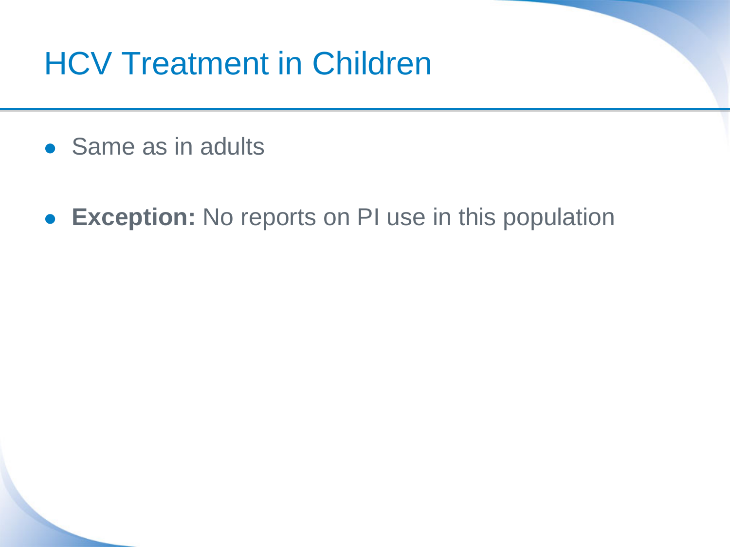# HCV Treatment in Children

- Same as in adults
- **Exception:** No reports on PI use in this population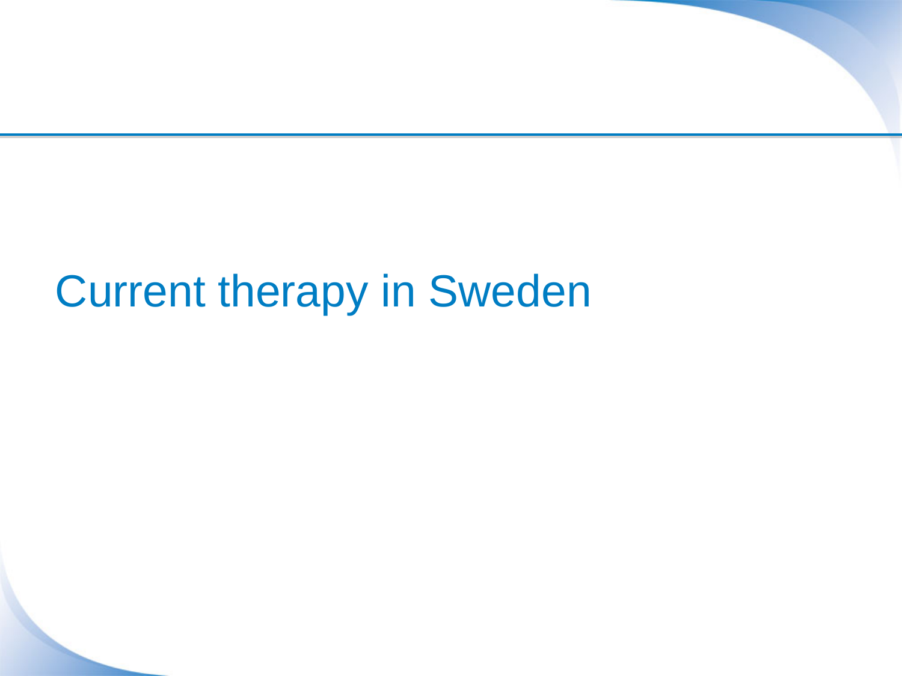# Current therapy in Sweden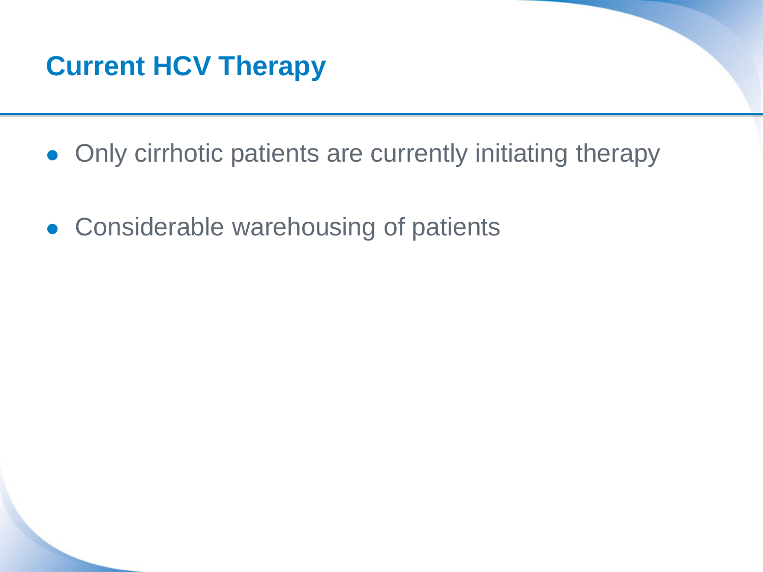# Current HCV Therapy

- Only cirrhotic patients are currently initiating therapy
- Considerable warehousing of patients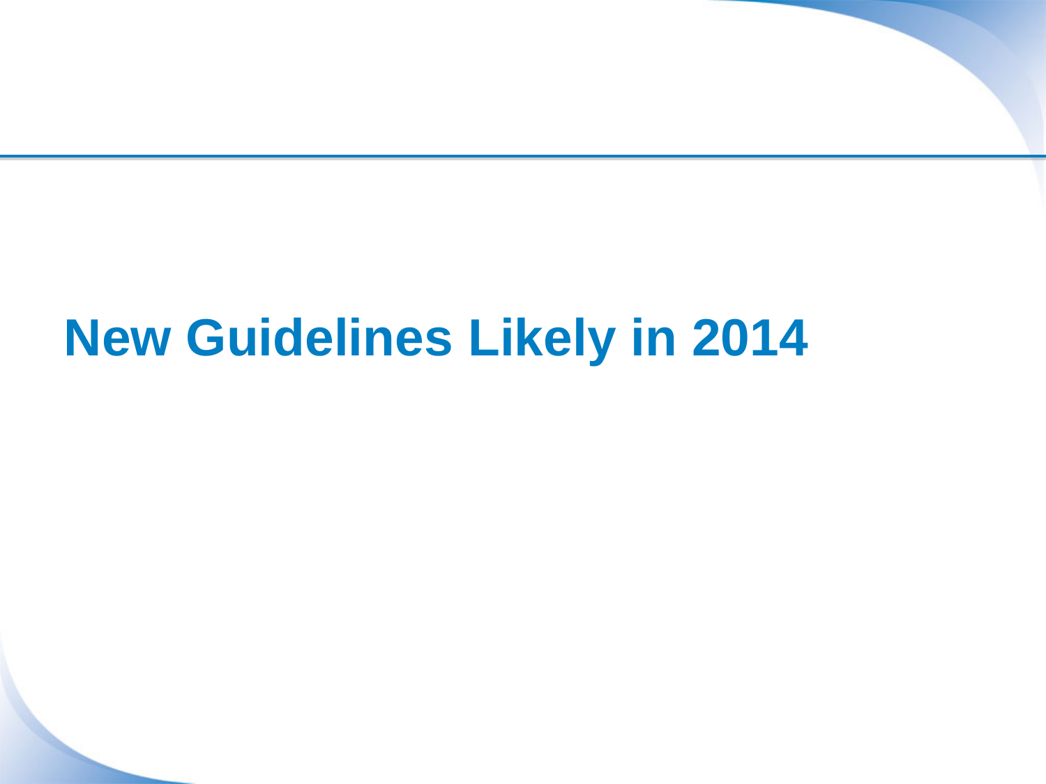# New Guidelines Likely in 2014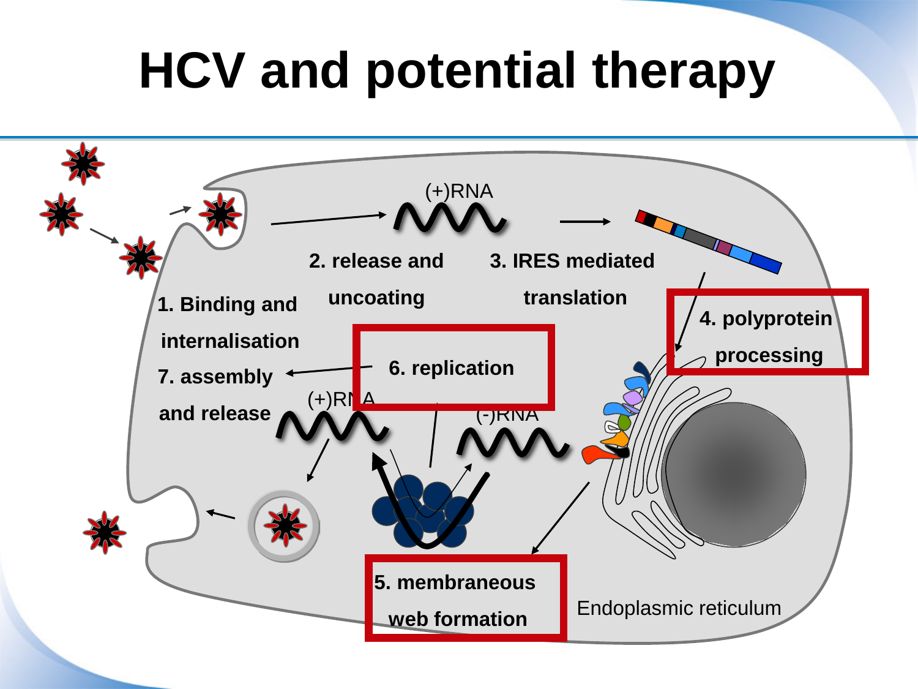# HCV and potential therapy

(+)RNA

1. Binding and internalisation

2. release and uncoating

3. IRES mediated translation

4. polyprotein processing

5. membraneous web formation

6. replication

7. assembly and release

(+)RNA

(-)RNA

Endoplasmic reticulum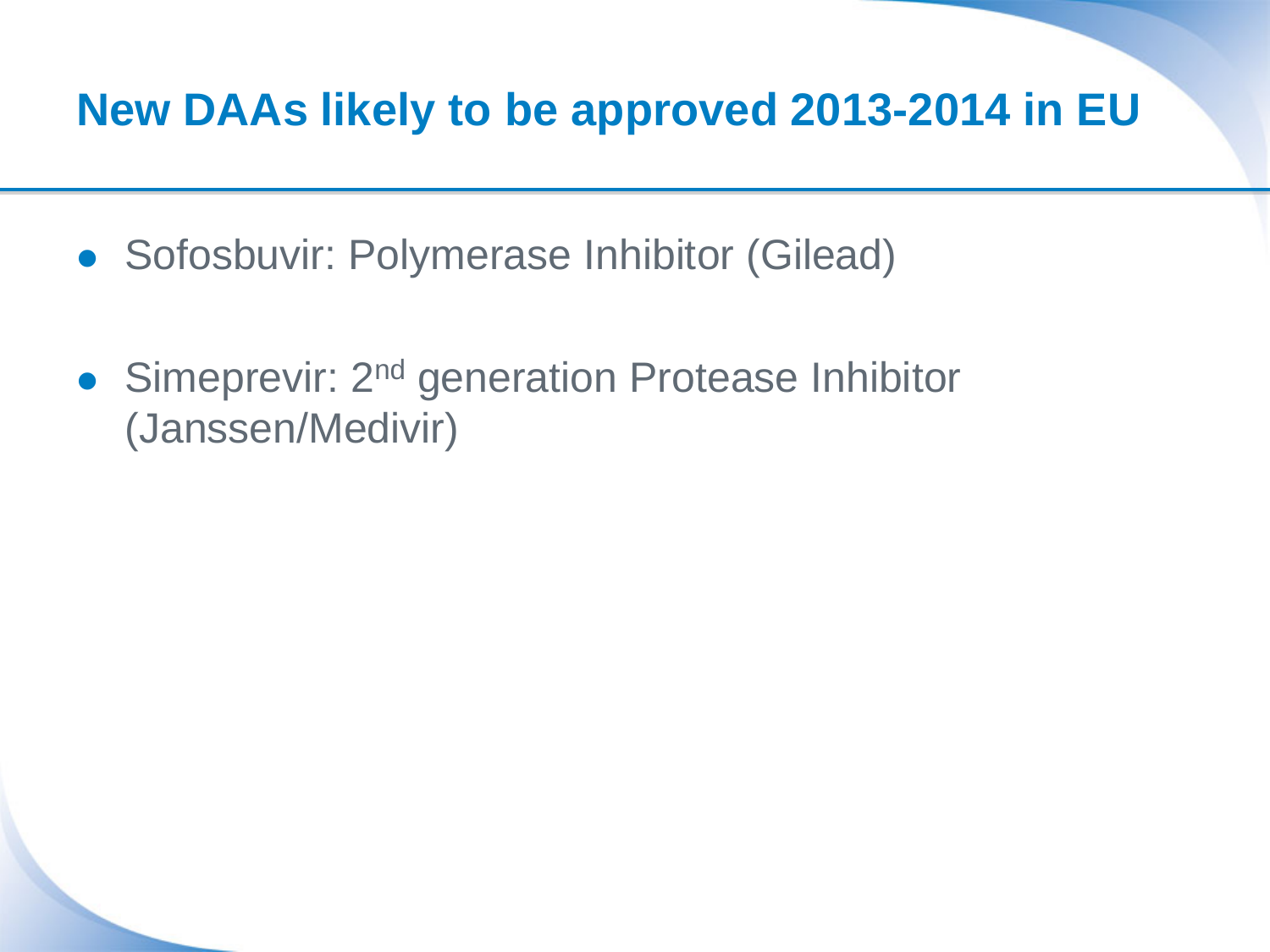# New DAAs likely to be approved 2013-2014 in EU

- Sofosbuvir: Polymerase Inhibitor (Gilead)
- Simeprevir: 2nd generation Protease Inhibitor (Janssen/Medivir)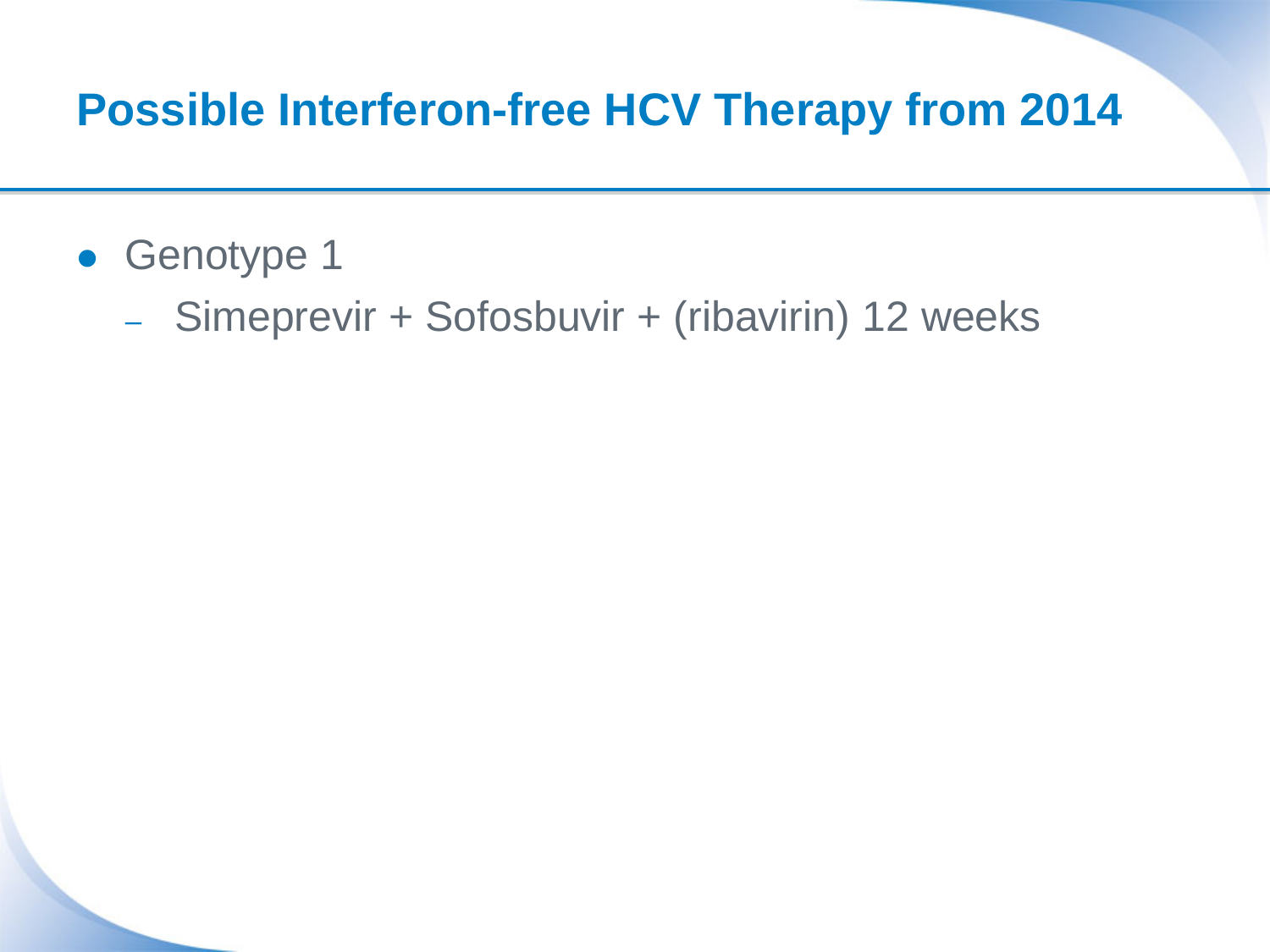# Possible Interferon-free HCV Therapy from 2014

- Genotype 1
  - Simeprevir + Sofosbuvir + (ribavirin) 12 weeks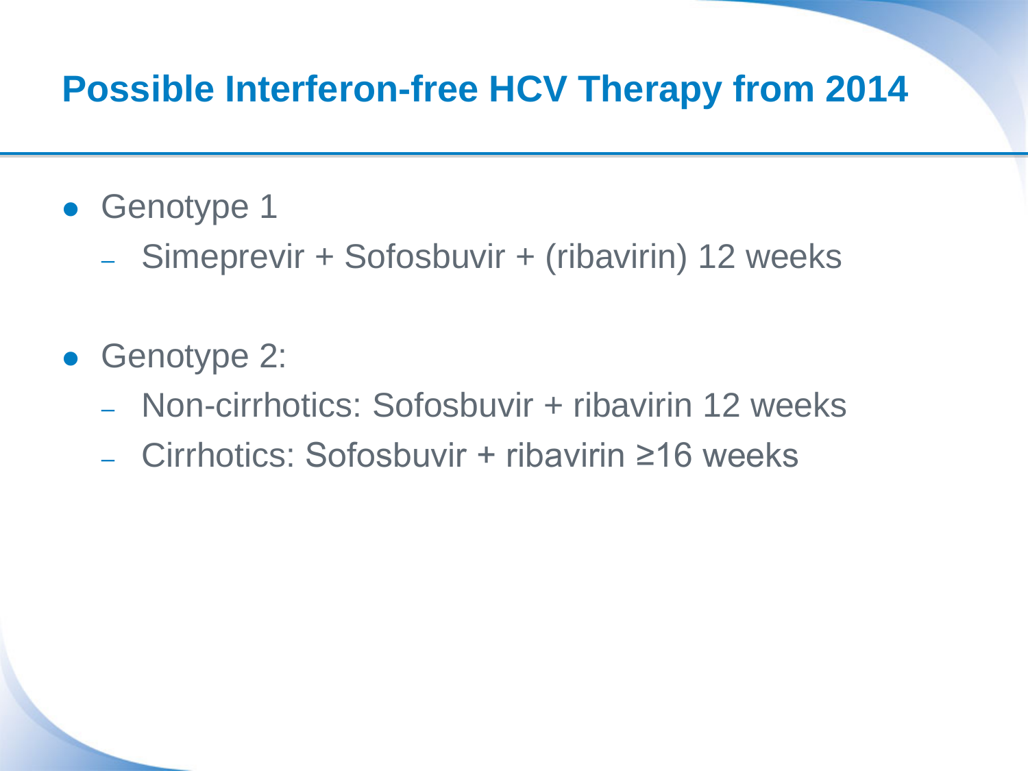# Possible Interferon-free HCV Therapy from 2014

- Genotype 1
  - Simeprevir + Sofosbuvir + (ribavirin) 12 weeks

- Genotype 2:
  - Non-cirrhotics: Sofosbuvir + ribavirin 12 weeks
  - Cirrhotics: Sofosbuvir + ribavirin ≥16 weeks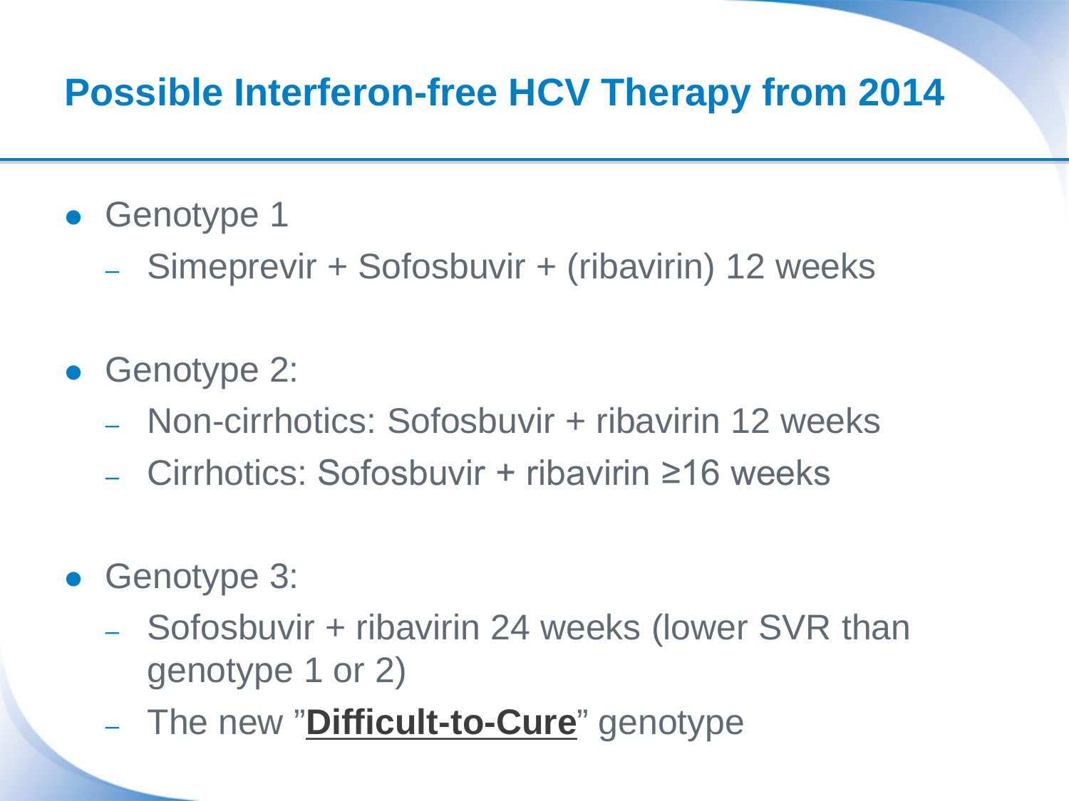# Possible Interferon-free HCV Therapy from 2014

- Genotype 1
  - Simeprevir + Sofosbuvir + (ribavirin) 12 weeks
- Genotype 2:
  - Non-cirrhotics: Sofosbuvir + ribavirin 12 weeks
  - Cirrhotics: Sofosbuvir + ribavirin ≥16 weeks
- Genotype 3:
  - Sofosbuvir + ribavirin 24 weeks (lower SVR than genotype 1 or 2)
  - The new "**Difficult-to-Cure**" genotype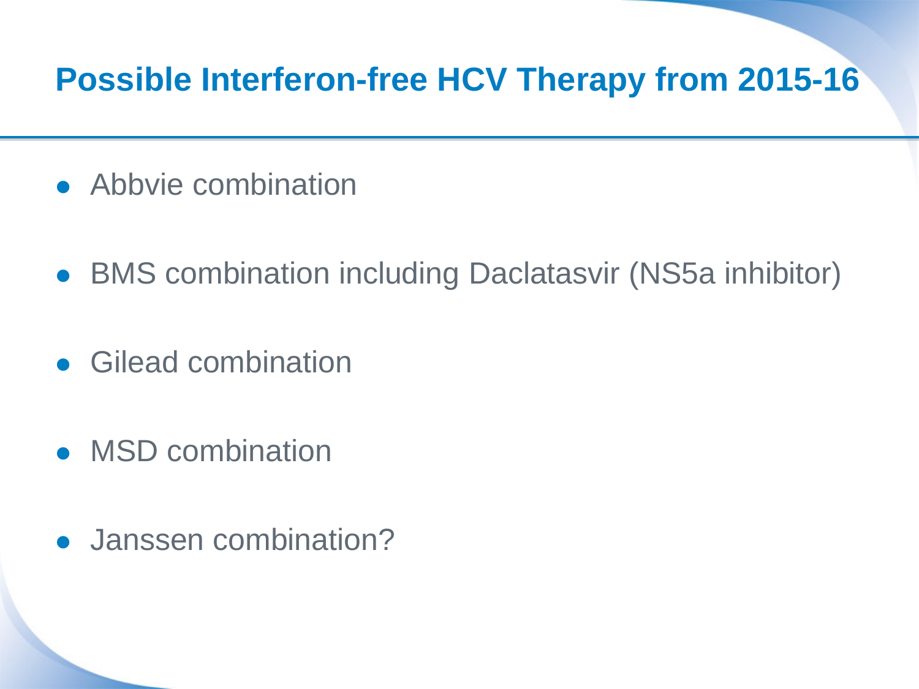# Possible Interferon-free HCV Therapy from 2015-16

- Abbvie combination
- BMS combination including Daclatasvir (NS5a inhibitor)
- Gilead combination
- MSD combination
- Janssen combination?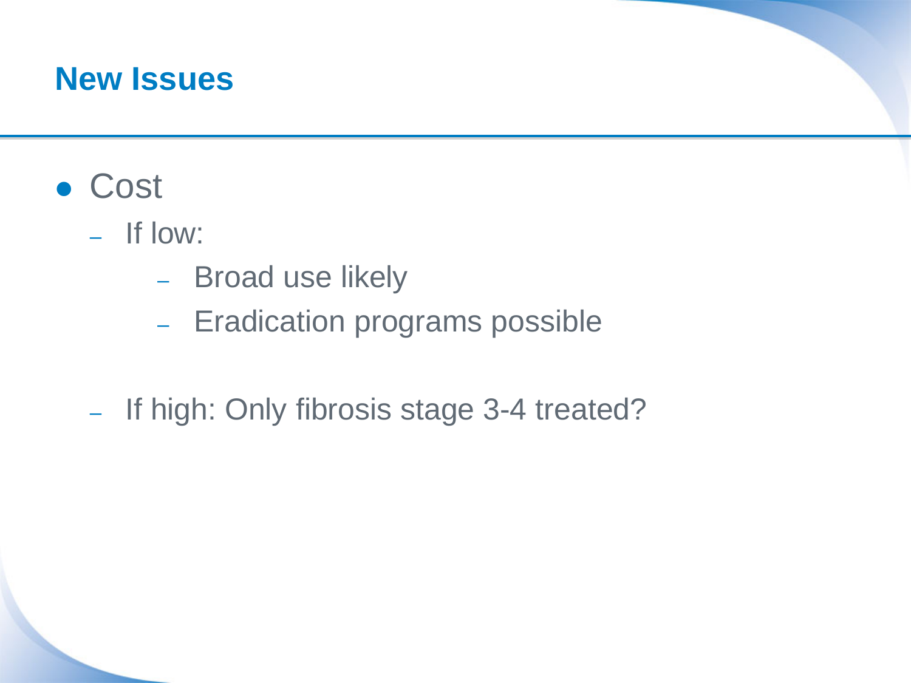## New Issues

- Cost
  - If low:
    - Broad use likely
    - Eradication programs possible
  - If high: Only fibrosis stage 3-4 treated?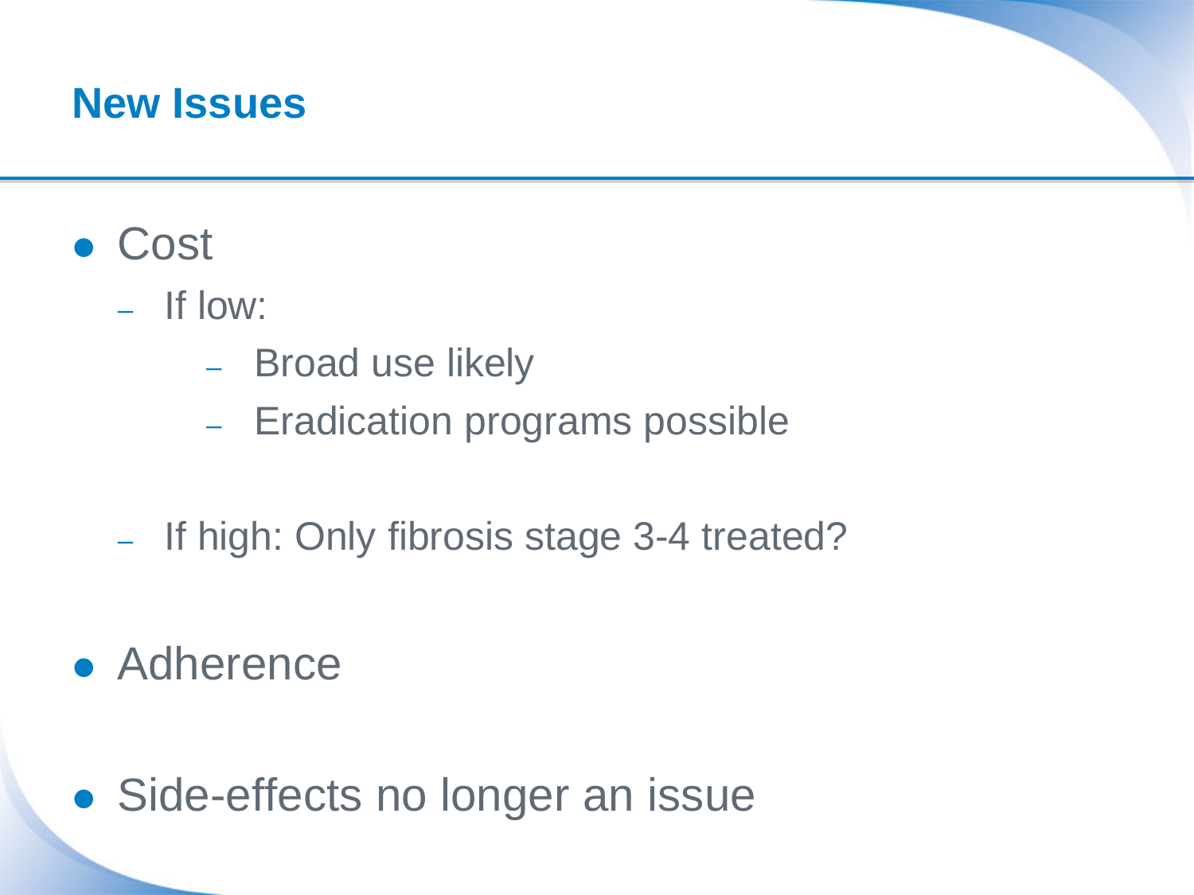## New Issues

- Cost
  - If low:
    - Broad use likely
    - Eradication programs possible
  - If high: Only fibrosis stage 3-4 treated?
- Adherence
- Side-effects no longer an issue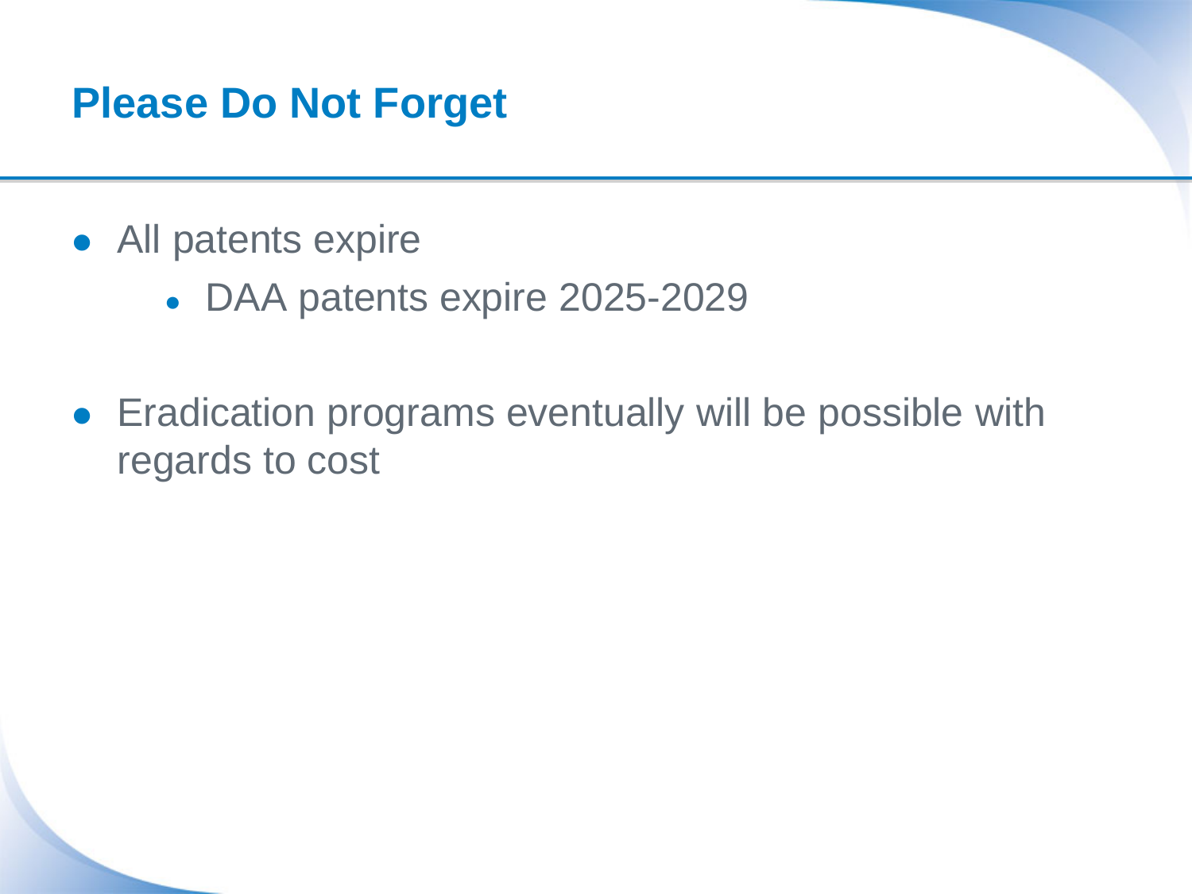# Please Do Not Forget

- All patents expire
  - DAA patents expire 2025-2029

- Eradication programs eventually will be possible with regards to cost